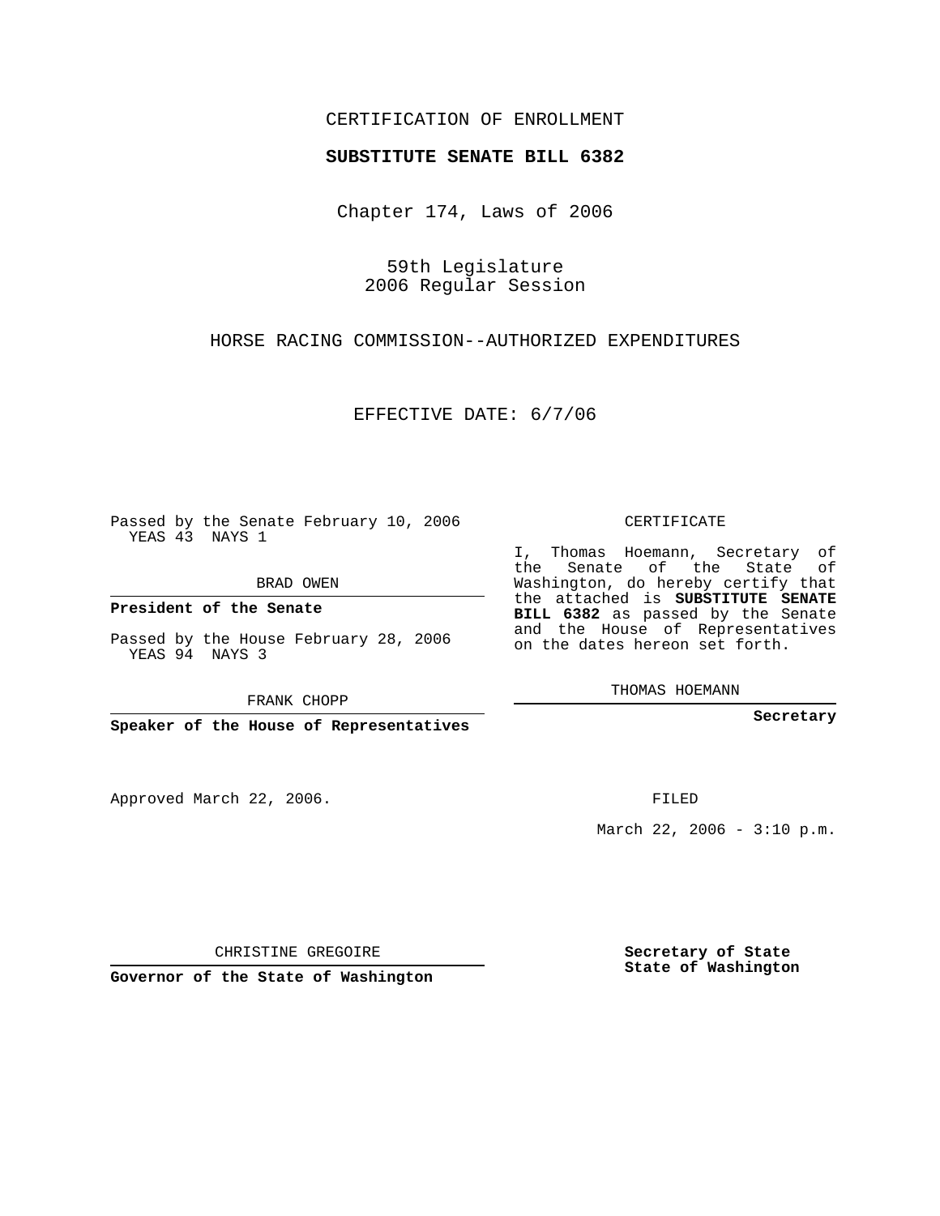CERTIFICATION OF ENROLLMENT

**SUBSTITUTE SENATE BILL 6382**

Chapter 174, Laws of 2006

59th Legislature
2006 Regular Session

HORSE RACING COMMISSION--AUTHORIZED EXPENDITURES

EFFECTIVE DATE: 6/7/06

Passed by the Senate February 10, 2006
YEAS 43 NAYS 1

BRAD OWEN

**President of the Senate**

Passed by the House February 28, 2006
YEAS 94 NAYS 3

FRANK CHOPP

**Speaker of the House of Representatives**

CERTIFICATE

I, Thomas Hoemann, Secretary of the Senate of the State of Washington, do hereby certify that the attached is **SUBSTITUTE SENATE BILL 6382** as passed by the Senate and the House of Representatives on the dates hereon set forth.

THOMAS HOEMANN

**Secretary**

Approved March 22, 2006.

FILED

March 22, 2006 - 3:10 p.m.

CHRISTINE GREGOIRE

**Governor of the State of Washington**

**Secretary of State**
**State of Washington**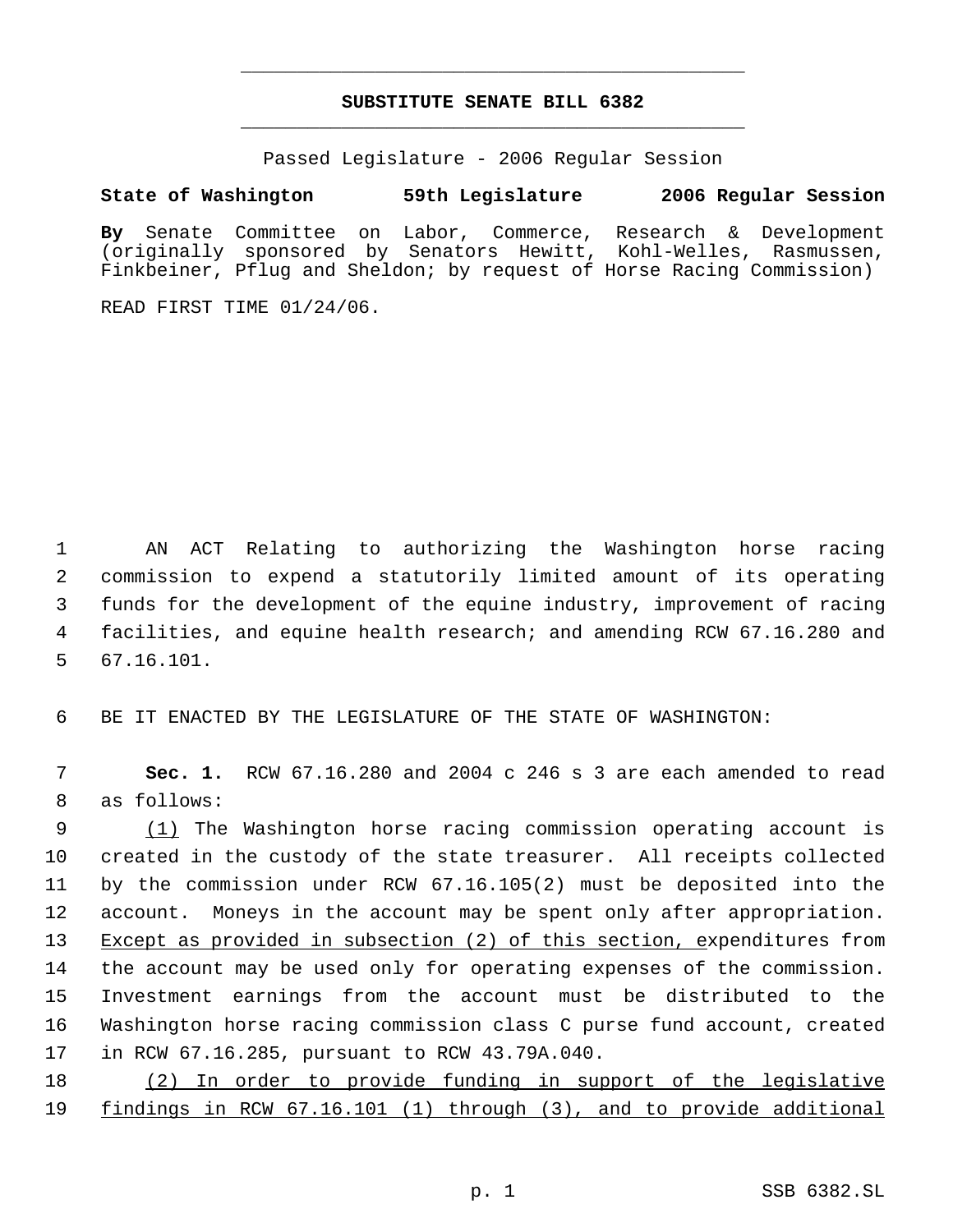# SUBSTITUTE SENATE BILL 6382

Passed Legislature - 2006 Regular Session

**State of Washington 59th Legislature 2006 Regular Session**

**By** Senate Committee on Labor, Commerce, Research & Development (originally sponsored by Senators Hewitt, Kohl-Welles, Rasmussen, Finkbeiner, Pflug and Sheldon; by request of Horse Racing Commission)

READ FIRST TIME 01/24/06.

AN ACT Relating to authorizing the Washington horse racing commission to expend a statutorily limited amount of its operating funds for the development of the equine industry, improvement of racing facilities, and equine health research; and amending RCW 67.16.280 and 67.16.101.

BE IT ENACTED BY THE LEGISLATURE OF THE STATE OF WASHINGTON:

**Sec. 1.** RCW 67.16.280 and 2004 c 246 s 3 are each amended to read as follows:

(1) The Washington horse racing commission operating account is created in the custody of the state treasurer. All receipts collected by the commission under RCW 67.16.105(2) must be deposited into the account. Moneys in the account may be spent only after appropriation. Except as provided in subsection (2) of this section, expenditures from the account may be used only for operating expenses of the commission. Investment earnings from the account must be distributed to the Washington horse racing commission class C purse fund account, created in RCW 67.16.285, pursuant to RCW 43.79A.040.

(2) In order to provide funding in support of the legislative findings in RCW 67.16.101 (1) through (3), and to provide additional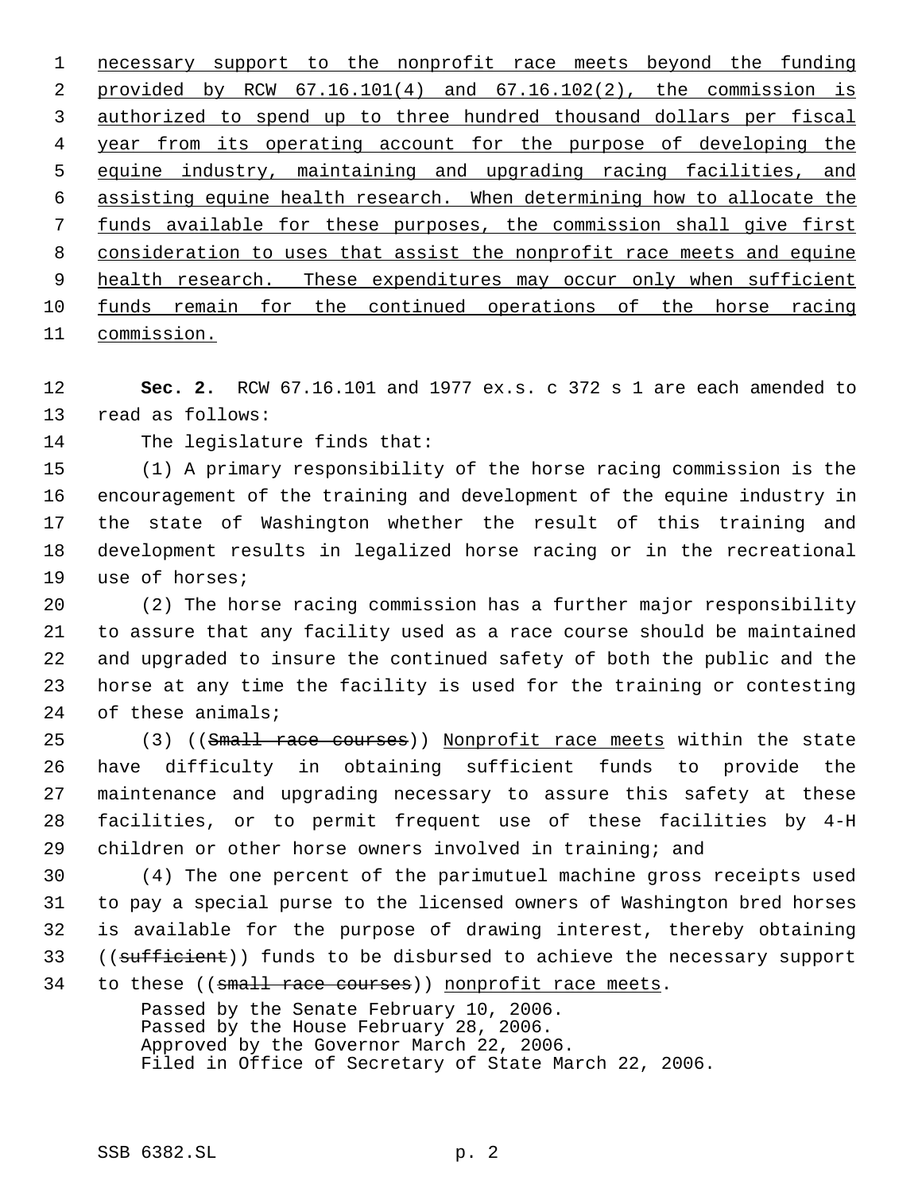necessary support to the nonprofit race meets beyond the funding provided by RCW 67.16.101(4) and 67.16.102(2), the commission is authorized to spend up to three hundred thousand dollars per fiscal year from its operating account for the purpose of developing the equine industry, maintaining and upgrading racing facilities, and assisting equine health research. When determining how to allocate the funds available for these purposes, the commission shall give first consideration to uses that assist the nonprofit race meets and equine health research. These expenditures may occur only when sufficient funds remain for the continued operations of the horse racing commission.

**Sec. 2.** RCW 67.16.101 and 1977 ex.s. c 372 s 1 are each amended to read as follows:

The legislature finds that:

(1) A primary responsibility of the horse racing commission is the encouragement of the training and development of the equine industry in the state of Washington whether the result of this training and development results in legalized horse racing or in the recreational use of horses;

(2) The horse racing commission has a further major responsibility to assure that any facility used as a race course should be maintained and upgraded to insure the continued safety of both the public and the horse at any time the facility is used for the training or contesting of these animals;

(3) ((~~Small race courses~~)) Nonprofit race meets within the state have difficulty in obtaining sufficient funds to provide the maintenance and upgrading necessary to assure this safety at these facilities, or to permit frequent use of these facilities by 4-H children or other horse owners involved in training; and

(4) The one percent of the parimutuel machine gross receipts used to pay a special purse to the licensed owners of Washington bred horses is available for the purpose of drawing interest, thereby obtaining ((~~sufficient~~)) funds to be disbursed to achieve the necessary support to these ((~~small race courses~~)) nonprofit race meets.

Passed by the Senate February 10, 2006.
Passed by the House February 28, 2006.
Approved by the Governor March 22, 2006.
Filed in Office of Secretary of State March 22, 2006.